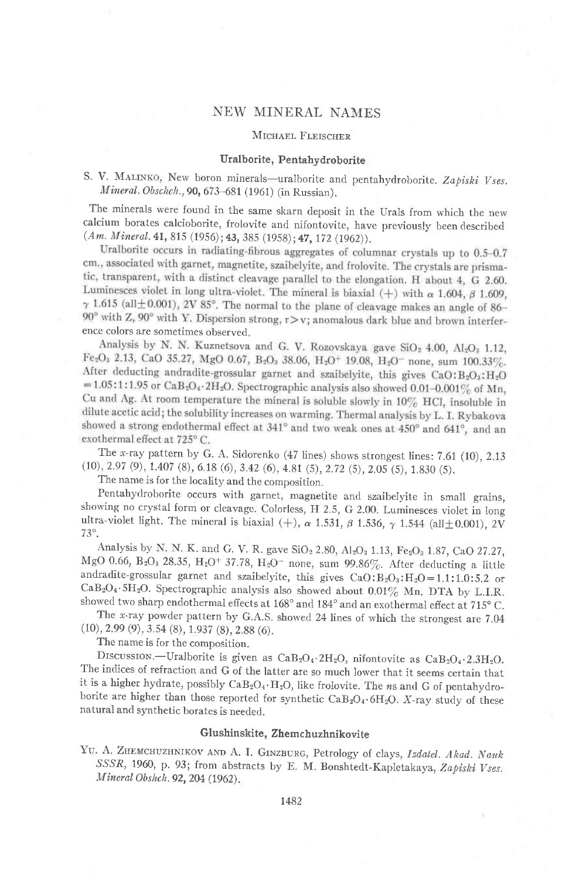# NEW MINERAL NAMES

MICHAEL FLEISCHER

## Uralborite, Pentahydroborite

S. V. MALINKO, New boron minerals—uralborite and pentahydroborite. *Zapiski Vses. Mineral. Obschch.*, **90**, 673–681 (1961) (in Russian).

The minerals were found in the same skarn deposit in the Urals from which the new calcium borates calcioborite, frolovite and nifontovite, have previously been described (*Am. Mineral.* **41**, 815 (1956); **43**, 385 (1958); **47**, 172 (1962)).

Uralborite occurs in radiating-fibrous aggregates of columnar crystals up to 0.5–0.7 cm., associated with garnet, magnetite, szaibelyite, and frolovite. The crystals are prismatic, transparent, with a distinct cleavage parallel to the elongation. H about 4, G 2.60. Luminesces violet in long ultra-violet. The mineral is biaxial (+) with $\alpha$ 1.604, $\beta$ 1.609, $\gamma$ 1.615 (all$\pm$0.001), 2V 85°. The normal to the plane of cleavage makes an angle of 86–90° with Z, 90° with Y. Dispersion strong, r>v; anomalous dark blue and brown interference colors are sometimes observed.

Analysis by N. N. Kuznetsova and G. V. Rozovskaya gave $SiO_2$ 4.00, $Al_2O_3$ 1.12, $Fe_2O_3$ 2.13, CaO 35.27, MgO 0.67, $B_2O_3$ 38.06, $H_2O^+$ 19.08, $H_2O^-$ none, sum 100.33%. After deducting andradite-grossular garnet and szaibelyite, this gives $CaO:B_2O_3:H_2O$ = 1.05:1:1.95 or $CaB_2O_4 \cdot 2H_2O$. Spectrographic analysis also showed 0.01–0.001% of Mn, Cu and Ag. At room temperature the mineral is soluble slowly in 10% HCl, insoluble in dilute acetic acid; the solubility increases on warming. Thermal analysis by L. I. Rybakova showed a strong endothermal effect at 341° and two weak ones at 450° and 641°, and an exothermal effect at 725° C.

The $x$-ray pattern by G. A. Sidorenko (47 lines) shows strongest lines: 7.61 (10), 2.13 (10), 2.97 (9), 1.407 (8), 6.18 (6), 3.42 (6), 4.81 (5), 2.72 (5), 2.05 (5), 1.830 (5).

The name is for the locality and the composition.

Pentahydroborite occurs with garnet, magnetite and szaibelyite in small grains, showing no crystal form or cleavage. Colorless, H 2.5, G 2.00. Luminesces violet in long ultra-violet light. The mineral is biaxial (+), $\alpha$ 1.531, $\beta$ 1.536, $\gamma$ 1.544 (all$\pm$0.001), 2V 73°.

Analysis by N. N. K. and G. V. R. gave $SiO_2$ 2.80, $Al_2O_3$ 1.13, $Fe_2O_3$ 1.87, CaO 27.27, MgO 0.66, $B_2O_3$ 28.35, $H_2O^+$ 37.78, $H_2O^-$ none, sum 99.86%. After deducting a little andradite-grossular garnet and szaibelyite, this gives $CaO:B_2O_3:H_2O$ = 1.1:1.0:5.2 or $CaB_2O_4 \cdot 5H_2O$. Spectrographic analysis also showed about 0.01% Mn. DTA by L.I.R. showed two sharp endothermal effects at 168° and 184° and an exothermal effect at 715° C.

The $x$-ray powder pattern by G.A.S. showed 24 lines of which the strongest are 7.04 (10), 2.99 (9), 3.54 (8), 1.937 (8), 2.88 (6).

The name is for the composition.

DISCUSSION.—Uralborite is given as $CaB_2O_4 \cdot 2H_2O$, nifontovite as $CaB_2O_4 \cdot 2.3H_2O$. The indices of refraction and G of the latter are so much lower that it seems certain that it is a higher hydrate, possibly $CaB_2O_4 \cdot H_2O$, like frolovite. The *n*s and G of pentahydroborite are higher than those reported for synthetic $CaB_2O_4 \cdot 6H_2O$. X-ray study of these natural and synthetic borates is needed.

## Glushinskite, Zhemchuzhnikovite

YU. A. ZHEMCHUZHNIKOV AND A. I. GINZBURG, Petrology of clays, *Izdatel. Akad. Nauk SSSR*, 1960, p. 93; from abstracts by E. M. Bonshtedt-Kapletakaya, *Zapiski Vses. Mineral Obshch.* **92**, 204 (1962).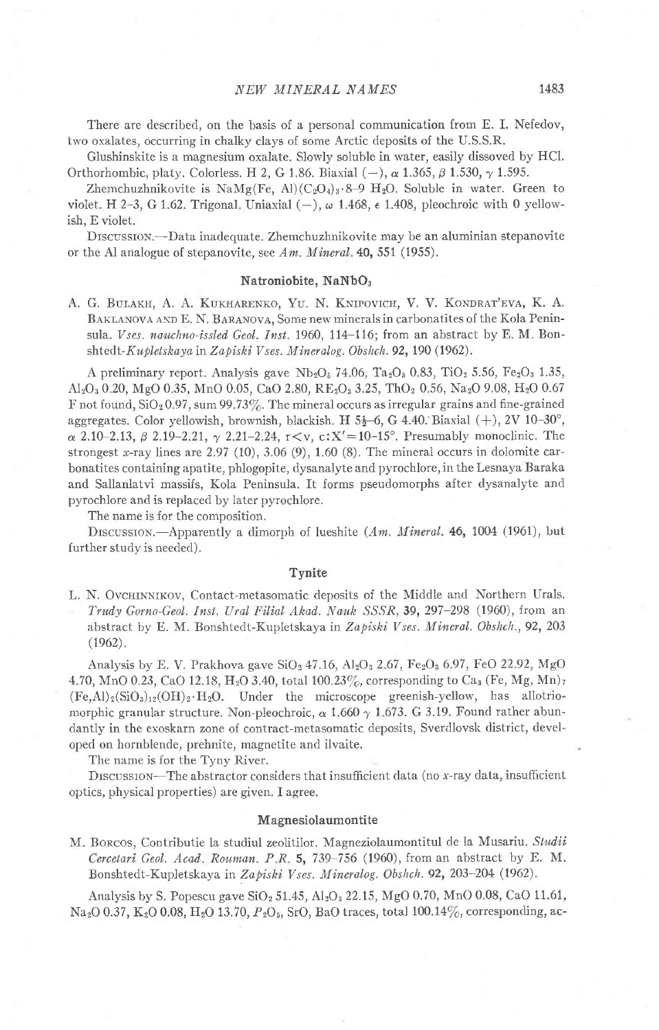There are described, on the basis of a personal communication from E. I. Nefedov, two oxalates, occurring in chalky clays of some Arctic deposits of the U.S.S.R.

Glushinskite is a magnesium oxalate. Slowly soluble in water, easily dissoved by HCl. Orthorhombic, platy. Colorless. H 2, G 1.86. Biaxial (−), $\alpha$ 1.365, $\beta$ 1.530, $\gamma$ 1.595.

Zhemchuzhnikovite is $NaMg(Fe, Al)(C_2O_4)_3 \cdot 8\text{–}9\ H_2O$. Soluble in water. Green to violet. H 2–3, G 1.62. Trigonal. Uniaxial (−), $\omega$ 1.468, $\epsilon$ 1.408, pleochroic with 0 yellowish, E violet.

Discussion.—Data inadequate. Zhemchuzhnikovite may be an aluminian stepanovite or the Al analogue of stepanovite, see *Am. Mineral.* **40**, 551 (1955).

### Natroniobite, $NaNbO_3$

A. G. Bulakh, A. A. Kukharenko, Yu. N. Knipovich, V. V. Kondrat'eva, K. A. Baklanova and E. N. Baranova, Some new minerals in carbonatites of the Kola Peninsula. *Vses. nauchno-issled Geol. Inst.* 1960, 114–116; from an abstract by E. M. Bonshtedt-*Kupletskaya* in *Zapiski Vses. Mineralog. Obshch.* **92**, 190 (1962).

A preliminary report. Analysis gave $Nb_2O_5$ 74.06, $Ta_2O_5$ 0.83, $TiO_2$ 5.56, $Fe_2O_3$ 1.35, $Al_2O_3$ 0.20, MgO 0.35, MnO 0.05, CaO 2.80, $RE_2O_3$ 3.25, $ThO_2$ 0.56, $Na_2O$ 9.08, $H_2O$ 0.67 F not found, $SiO_2$ 0.97, sum 99.73%. The mineral occurs as irregular grains and fine-grained aggregates. Color yellowish, brownish, blackish. H $5\frac{1}{2}$–6, G 4.40. Biaxial (+), 2V 10–30°, $\alpha$ 2.10–2.13, $\beta$ 2.19–2.21, $\gamma$ 2.21–2.24, $r<v$, $c:X'=10\text{–}15°$. Presumably monoclinic. The strongest $x$-ray lines are 2.97 (10), 3.06 (9), 1.60 (8). The mineral occurs in dolomite carbonatites containing apatite, phlogopite, dysanalyte and pyrochlore, in the Lesnaya Baraka and Sallanlatvi massifs, Kola Peninsula. It forms pseudomorphs after dysanalyte and pyrochlore and is replaced by later pyrochlore.

The name is for the composition.

Discussion.—Apparently a dimorph of lueshite (*Am. Mineral.* **46**, 1004 (1961), but further study is needed).

### Tynite

L. N. Ovchinnikov, Contact-metasomatic deposits of the Middle and Northern Urals. *Trudy Gorno-Geol. Inst. Ural Filial Akad. Nauk SSSR*, **39**, 297–298 (1960), from an abstract by E. M. Bonshtedt-Kupletskaya in *Zapiski Vses. Mineral. Obshch.*, **92**, 203 (1962).

Analysis by E. V. Prakhova gave $SiO_2$ 47.16, $Al_2O_3$ 2.67, $Fe_2O_3$ 6.97, FeO 22.92, MgO 4.70, MnO 0.23, CaO 12.18, $H_2O$ 3.40, total 100.23%, corresponding to $Ca_3(Fe, Mg, Mn)_7(Fe,Al)_2(SiO_3)_{12}(OH)_2 \cdot H_2O$. Under the microscope greenish-yellow, has allotriomorphic granular structure. Non-pleochroic, $\alpha$ 1.660 $\gamma$ 1.673. G 3.19. Found rather abundantly in the exoskarn zone of contract-metasomatic deposits, Sverdlovsk district, developed on hornblende, prehnite, magnetite and ilvaite.

The name is for the Tyny River.

Discussion—The abstractor considers that insufficient data (no $x$-ray data, insufficient optics, physical properties) are given. I agree.

### Magnesiolaumontite

M. Borcos, Contributie la studiul zeolitilor. Magneziolaumontitul de la Musariu. *Studii Cercetari Geol. Acad. Rouman. P.R.* **5**, 739–756 (1960), from an abstract by E. M. Bonshtedt-Kupletskaya in *Zapiski Vses. Mineralog. Obshch.* **92**, 203–204 (1962).

Analysis by S. Popescu gave $SiO_2$ 51.45, $Al_2O_3$ 22.15, MgO 0.70, MnO 0.08, CaO 11.61, $Na_2O$ 0.37, $K_2O$ 0.08, $H_2O$ 13.70, $P_2O_5$, SrO, BaO traces, total 100.14%, corresponding, ac-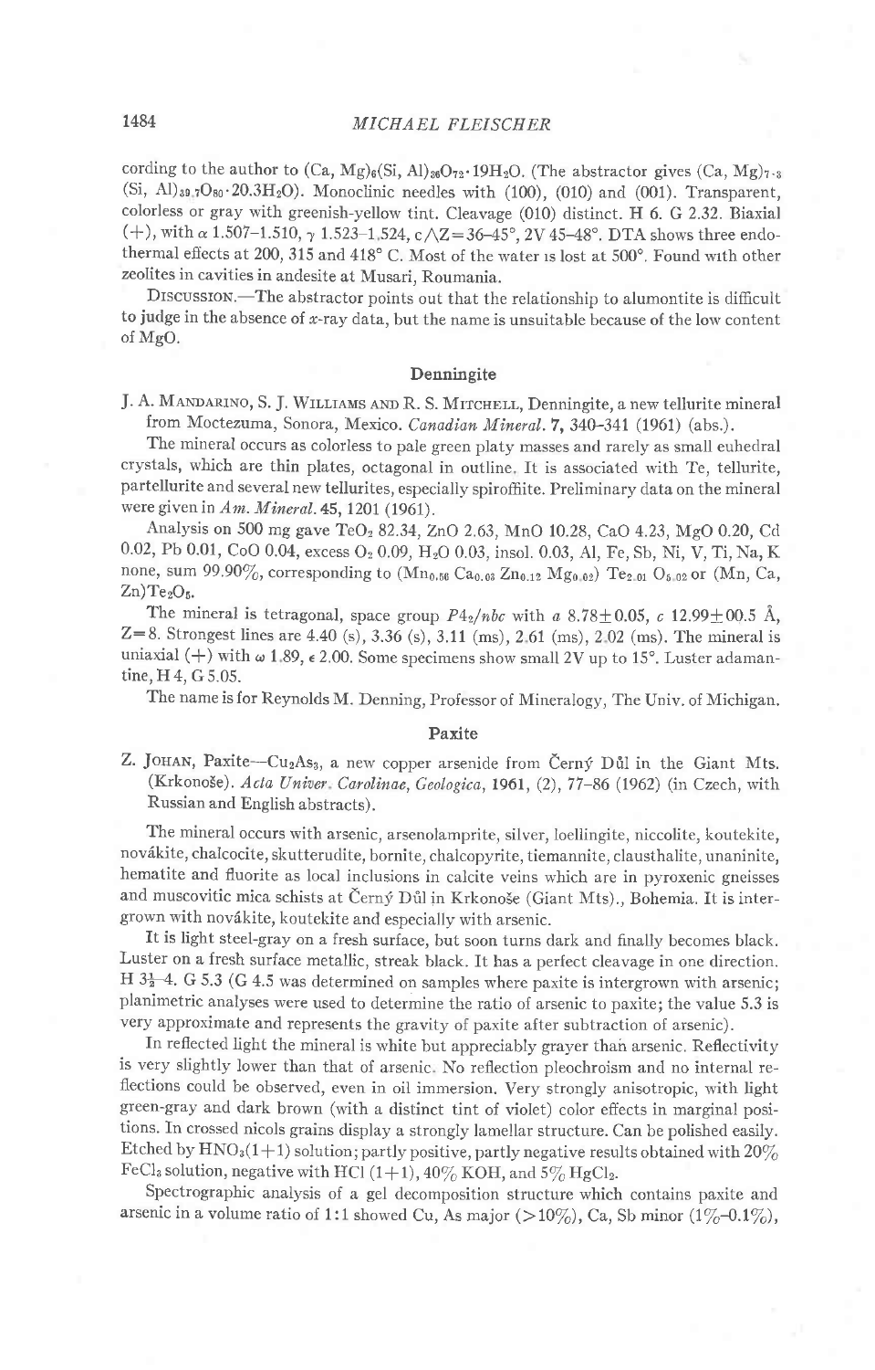cording to the author to $(Ca, Mg)_6(Si, Al)_{36}O_{72}\cdot 19H_2O$. (The abstractor gives $(Ca, Mg)_{7\cdot 3}$ $(Si, Al)_{39.7}O_{80}\cdot 20.3H_2O$). Monoclinic needles with (100), (010) and (001). Transparent, colorless or gray with greenish-yellow tint. Cleavage (010) distinct. H 6. G 2.32. Biaxial (+), with $\alpha$ 1.507–1.510, $\gamma$ 1.523–1.524, $c\wedge Z = 36$–$45°$, 2V 45–48°. DTA shows three endothermal effects at 200, 315 and 418° C. Most of the water is lost at 500°. Found with other zeolites in cavities in andesite at Musari, Roumania.

Discussion.—The abstractor points out that the relationship to alumontite is difficult to judge in the absence of $x$-ray data, but the name is unsuitable because of the low content of MgO.

## Denningite

J. A. Mandarino, S. J. Williams and R. S. Mitchell, Denningite, a new tellurite mineral from Moctezuma, Sonora, Mexico. *Canadian Mineral.* 7, 340–341 (1961) (abs.).

The mineral occurs as colorless to pale green platy masses and rarely as small euhedral crystals, which are thin plates, octagonal in outline. It is associated with Te, tellurite, partellurite and several new tellurites, especially spiroffite. Preliminary data on the mineral were given in *Am. Mineral.* 45, 1201 (1961).

Analysis on 500 mg gave $TeO_2$ 82.34, ZnO 2.63, MnO 10.28, CaO 4.23, MgO 0.20, Cd 0.02, Pb 0.01, CoO 0.04, excess $O_2$ 0.09, $H_2O$ 0.03, insol. 0.03, Al, Fe, Sb, Ni, V, Ti, Na, K none, sum 99.90%, corresponding to $(Mn_{0.56}\ Ca_{0.03}\ Zn_{0.12}\ Mg_{0.02})\ Te_{2.01}\ O_{5.02}$ or $(Mn, Ca, Zn)Te_2O_5$.

The mineral is tetragonal, space group $P4_2/nbc$ with $a$ 8.78±0.05, $c$ 12.99±00.5 Å, Z=8. Strongest lines are 4.40 (s), 3.36 (s), 3.11 (ms), 2.61 (ms), 2.02 (ms). The mineral is uniaxial (+) with $\omega$ 1.89, $\epsilon$ 2.00. Some specimens show small 2V up to 15°. Luster adamantine, H 4, G 5.05.

The name is for Reynolds M. Denning, Professor of Mineralogy, The Univ. of Michigan.

## Paxite

Z. Johan, Paxite—$Cu_2As_3$, a new copper arsenide from Černý Důl in the Giant Mts. (Krkonoše). *Acta Univer. Carolinae, Geologica*, 1961, (2), 77–86 (1962) (in Czech, with Russian and English abstracts).

The mineral occurs with arsenic, arsenolamprite, silver, loellingite, niccolite, koutekite, novákite, chalcocite, skutterudite, bornite, chalcopyrite, tiemannite, clausthalite, unaninite, hematite and fluorite as local inclusions in calcite veins which are in pyroxenic gneisses and muscovitic mica schists at Černý Důl in Krkonoše (Giant Mts)., Bohemia. It is intergrown with novákite, koutekite and especially with arsenic.

It is light steel-gray on a fresh surface, but soon turns dark and finally becomes black. Luster on a fresh surface metallic, streak black. It has a perfect cleavage in one direction. H $3\frac{1}{2}$–4. G 5.3 (G 4.5 was determined on samples where paxite is intergrown with arsenic; planimetric analyses were used to determine the ratio of arsenic to paxite; the value 5.3 is very approximate and represents the gravity of paxite after subtraction of arsenic).

In reflected light the mineral is white but appreciably grayer than arsenic. Reflectivity is very slightly lower than that of arsenic. No reflection pleochroism and no internal reflections could be observed, even in oil immersion. Very strongly anisotropic, with light green-gray and dark brown (with a distinct tint of violet) color effects in marginal positions. In crossed nicols grains display a strongly lamellar structure. Can be polished easily. Etched by $HNO_3$(1+1) solution; partly positive, partly negative results obtained with 20% $FeCl_3$ solution, negative with HCl (1+1), 40% KOH, and 5% $HgCl_2$.

Spectrographic analysis of a gel decomposition structure which contains paxite and arsenic in a volume ratio of 1:1 showed Cu, As major (>10%), Ca, Sb minor (1%–0.1%),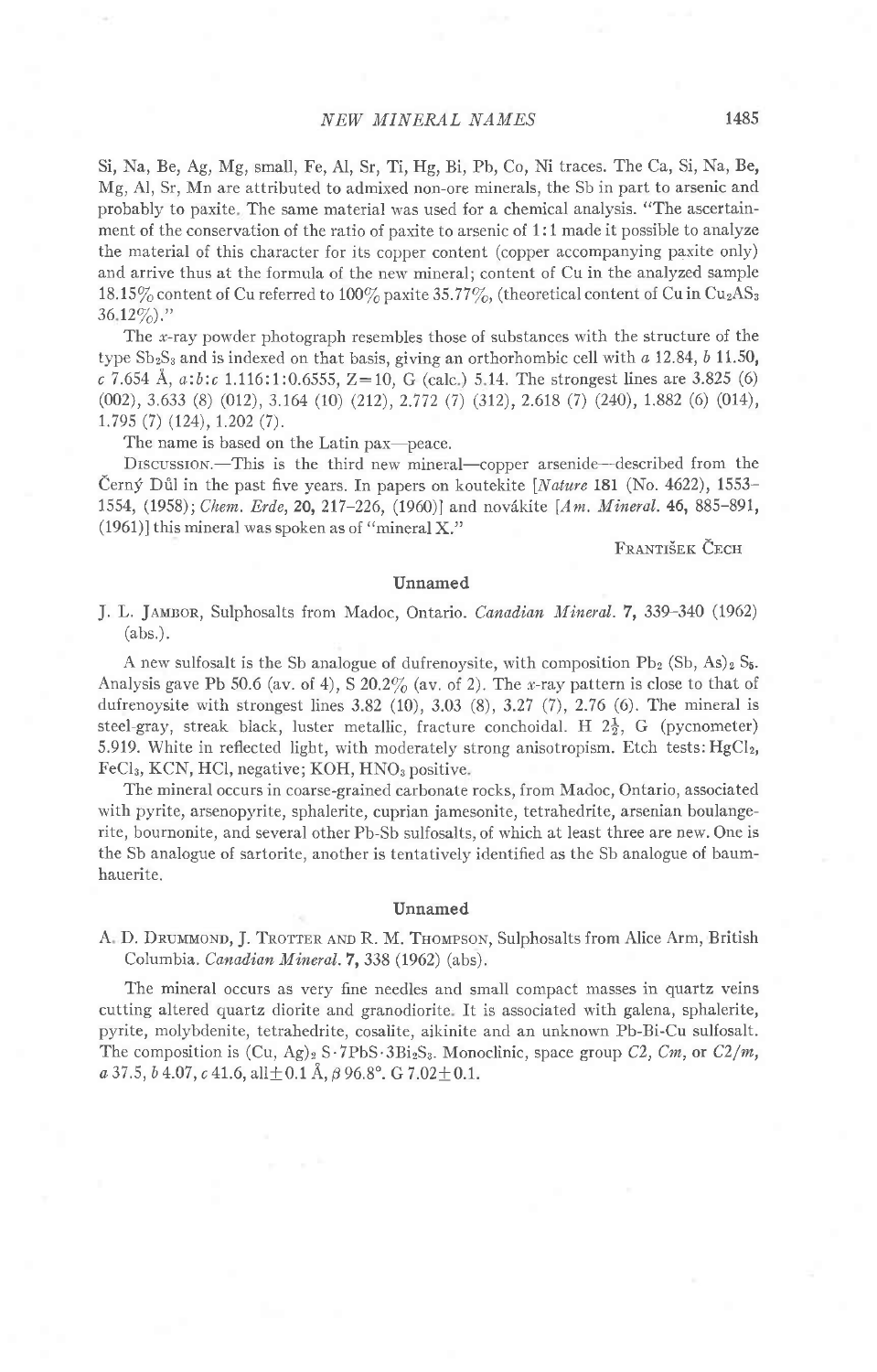Si, Na, Be, Ag, Mg, small, Fe, Al, Sr, Ti, Hg, Bi, Pb, Co, Ni traces. The Ca, Si, Na, Be, Mg, Al, Sr, Mn are attributed to admixed non-ore minerals, the Sb in part to arsenic and probably to paxite. The same material was used for a chemical analysis. "The ascertainment of the conservation of the ratio of paxite to arsenic of 1:1 made it possible to analyze the material of this character for its copper content (copper accompanying paxite only) and arrive thus at the formula of the new mineral; content of Cu in the analyzed sample 18.15% content of Cu referred to 100% paxite 35.77%, (theoretical content of Cu in $Cu_2AS_3$ 36.12%)."

The *x*-ray powder photograph resembles those of substances with the structure of the type $Sb_2S_3$ and is indexed on that basis, giving an orthorhombic cell with *a* 12.84, *b* 11.50, *c* 7.654 Å, *a*:*b*:*c* 1.116:1:0.6555, Z=10, G (calc.) 5.14. The strongest lines are 3.825 (6) (002), 3.633 (8) (012), 3.164 (10) (212), 2.772 (7) (312), 2.618 (7) (240), 1.882 (6) (014), 1.795 (7) (124), 1.202 (7).

The name is based on the Latin pax—peace.

Discussion.—This is the third new mineral—copper arsenide—described from the Černý Důl in the past five years. In papers on koutekite [*Nature* **181** (No. 4622), 1553–1554, (1958); *Chem. Erde*, **20**, 217–226, (1960)] and novákite [*Am. Mineral.* **46**, 885–891, (1961)] this mineral was spoken as of "mineral X."

František Čech

## Unnamed

J. L. Jambor, Sulphosalts from Madoc, Ontario. *Canadian Mineral.* **7**, 339–340 (1962) (abs.).

A new sulfosalt is the Sb analogue of dufrenoysite, with composition $Pb_2\,(Sb, As)_2\,S_5$. Analysis gave Pb 50.6 (av. of 4), S 20.2% (av. of 2). The *x*-ray pattern is close to that of dufrenoysite with strongest lines 3.82 (10), 3.03 (8), 3.27 (7), 2.76 (6). The mineral is steel-gray, streak black, luster metallic, fracture conchoidal. H $2\frac{1}{2}$, G (pycnometer) 5.919. White in reflected light, with moderately strong anisotropism. Etch tests: $HgCl_2$, $FeCl_3$, KCN, HCl, negative; KOH, $HNO_3$ positive.

The mineral occurs in coarse-grained carbonate rocks, from Madoc, Ontario, associated with pyrite, arsenopyrite, sphalerite, cuprian jamesonite, tetrahedrite, arsenian boulangerite, bournonite, and several other Pb-Sb sulfosalts, of which at least three are new. One is the Sb analogue of sartorite, another is tentatively identified as the Sb analogue of baumhauerite.

## Unnamed

A. D. Drummond, J. Trotter and R. M. Thompson, Sulphosalts from Alice Arm, British Columbia. *Canadian Mineral.* **7**, 338 (1962) (abs).

The mineral occurs as very fine needles and small compact masses in quartz veins cutting altered quartz diorite and granodiorite. It is associated with galena, sphalerite, pyrite, molybdenite, tetrahedrite, cosalite, aikinite and an unknown Pb-Bi-Cu sulfosalt. The composition is $(Cu, Ag)_2\,S\cdot 7PbS\cdot 3Bi_2S_3$. Monoclinic, space group *C*2, *Cm*, or *C*2/*m*, *a* 37.5, *b* 4.07, *c* 41.6, all±0.1 Å, β 96.8°. G 7.02±0.1.